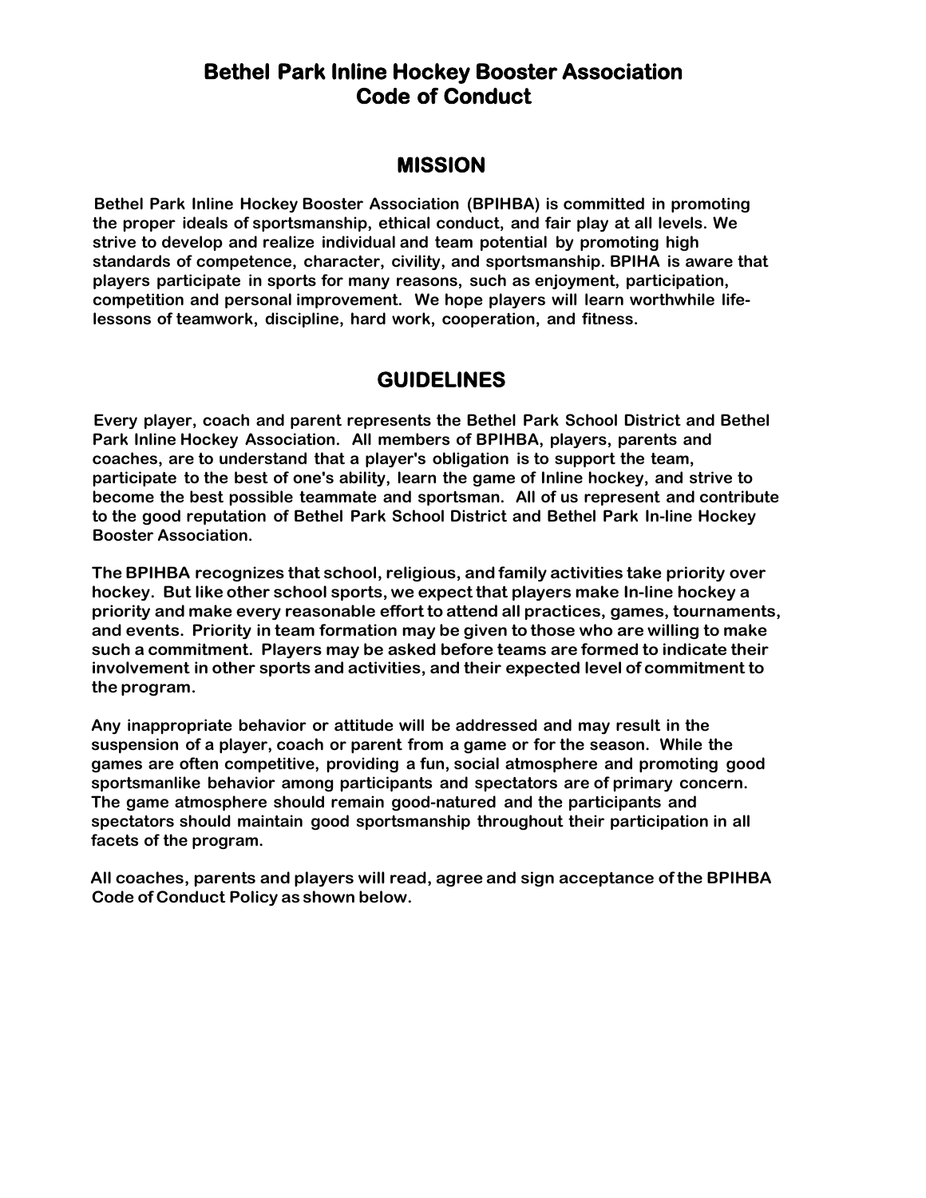# Bethel Park Inline Hockey Booster Association
# Code of Conduct

## MISSION

Bethel Park Inline Hockey Booster Association (BPIHBA) is committed in promoting the proper ideals of sportsmanship, ethical conduct, and fair play at all levels. We strive to develop and realize individual and team potential by promoting high standards of competence, character, civility, and sportsmanship. BPIHA is aware that players participate in sports for many reasons, such as enjoyment, participation, competition and personal improvement. We hope players will learn worthwhile life-lessons of teamwork, discipline, hard work, cooperation, and fitness.

## GUIDELINES

Every player, coach and parent represents the Bethel Park School District and Bethel Park Inline Hockey Association. All members of BPIHBA, players, parents and coaches, are to understand that a player's obligation is to support the team, participate to the best of one's ability, learn the game of Inline hockey, and strive to become the best possible teammate and sportsman. All of us represent and contribute to the good reputation of Bethel Park School District and Bethel Park In-line Hockey Booster Association.

The BPIHBA recognizes that school, religious, and family activities take priority over hockey. But like other school sports, we expect that players make In-line hockey a priority and make every reasonable effort to attend all practices, games, tournaments, and events. Priority in team formation may be given to those who are willing to make such a commitment. Players may be asked before teams are formed to indicate their involvement in other sports and activities, and their expected level of commitment to the program.

Any inappropriate behavior or attitude will be addressed and may result in the suspension of a player, coach or parent from a game or for the season. While the games are often competitive, providing a fun, social atmosphere and promoting good sportsmanlike behavior among participants and spectators are of primary concern. The game atmosphere should remain good-natured and the participants and spectators should maintain good sportsmanship throughout their participation in all facets of the program.

All coaches, parents and players will read, agree and sign acceptance of the BPIHBA Code of Conduct Policy as shown below.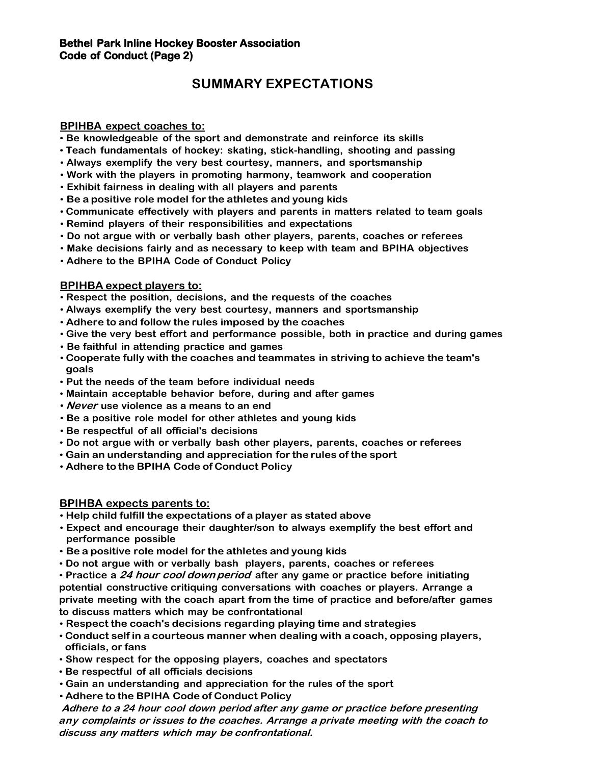**Bethel Park Inline Hockey Booster Association**
**Code of Conduct (Page 2)**

## SUMMARY EXPECTATIONS

**BPIHBA expect coaches to:**

- Be knowledgeable of the sport and demonstrate and reinforce its skills
- Teach fundamentals of hockey: skating, stick-handling, shooting and passing
- Always exemplify the very best courtesy, manners, and sportsmanship
- Work with the players in promoting harmony, teamwork and cooperation
- Exhibit fairness in dealing with all players and parents
- Be a positive role model for the athletes and young kids
- Communicate effectively with players and parents in matters related to team goals
- Remind players of their responsibilities and expectations
- Do not argue with or verbally bash other players, parents, coaches or referees
- Make decisions fairly and as necessary to keep with team and BPIHA objectives
- Adhere to the BPIHA Code of Conduct Policy

**BPIHBA expect players to:**

- Respect the position, decisions, and the requests of the coaches
- Always exemplify the very best courtesy, manners and sportsmanship
- Adhere to and follow the rules imposed by the coaches
- Give the very best effort and performance possible, both in practice and during games
- Be faithful in attending practice and games
- Cooperate fully with the coaches and teammates in striving to achieve the team's goals
- Put the needs of the team before individual needs
- Maintain acceptable behavior before, during and after games
- ***Never*** use violence as a means to an end
- Be a positive role model for other athletes and young kids
- Be respectful of all official's decisions
- Do not argue with or verbally bash other players, parents, coaches or referees
- Gain an understanding and appreciation for the rules of the sport
- Adhere to the BPIHA Code of Conduct Policy

**BPIHBA expects parents to:**

- Help child fulfill the expectations of a player as stated above
- Expect and encourage their daughter/son to always exemplify the best effort and performance possible
- Be a positive role model for the athletes and young kids
- Do not argue with or verbally bash players, parents, coaches or referees
- Practice a ***24 hour cool down period*** after any game or practice before initiating potential constructive critiquing conversations with coaches or players. Arrange a private meeting with the coach apart from the time of practice and before/after games to discuss matters which may be confrontational
- Respect the coach's decisions regarding playing time and strategies
- Conduct self in a courteous manner when dealing with a coach, opposing players, officials, or fans
- Show respect for the opposing players, coaches and spectators
- Be respectful of all officials decisions
- Gain an understanding and appreciation for the rules of the sport
- Adhere to the BPIHA Code of Conduct Policy

***Adhere to a 24 hour cool down period after any game or practice before presenting any complaints or issues to the coaches. Arrange a private meeting with the coach to discuss any matters which may be confrontational.***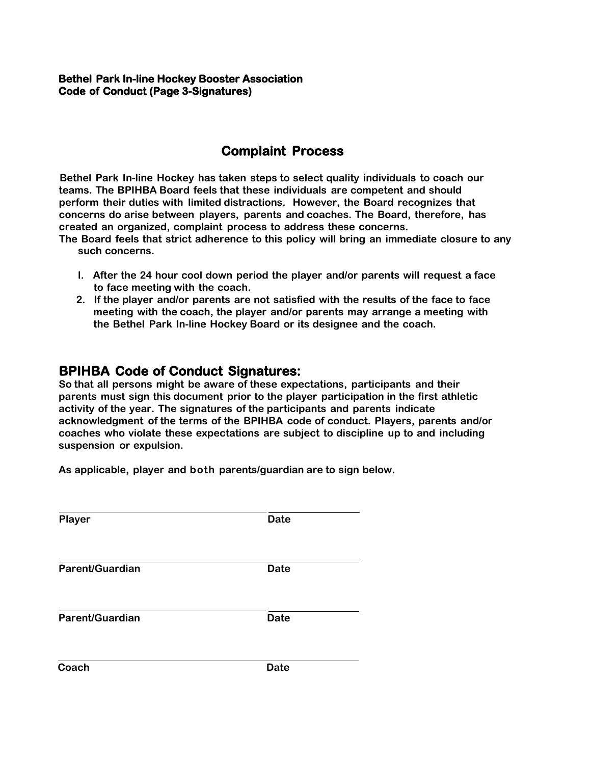**Bethel Park In-line Hockey Booster Association**
**Code of Conduct (Page 3-Signatures)**

## Complaint Process

**Bethel Park In-line Hockey has taken steps to select quality individuals to coach our teams. The BPIHBA Board feels that these individuals are competent and should perform their duties with limited distractions. However, the Board recognizes that concerns do arise between players, parents and coaches. The Board, therefore, has created an organized, complaint process to address these concerns.**
**The Board feels that strict adherence to this policy will bring an immediate closure to any such concerns.**

1. **After the 24 hour cool down period the player and/or parents will request a face to face meeting with the coach.**
2. **If the player and/or parents are not satisfied with the results of the face to face meeting with the coach, the player and/or parents may arrange a meeting with the Bethel Park In-line Hockey Board or its designee and the coach.**

## BPIHBA Code of Conduct Signatures:

**So that all persons might be aware of these expectations, participants and their parents must sign this document prior to the player participation in the first athletic activity of the year. The signatures of the participants and parents indicate acknowledgment of the terms of the BPIHBA code of conduct. Players, parents and/or coaches who violate these expectations are subject to discipline up to and including suspension or expulsion.**

**As applicable, player and both parents/guardian are to sign below.**

______________________________ ____________
**Player** **Date**

______________________________ ____________
**Parent/Guardian** **Date**

______________________________ ____________
**Parent/Guardian** **Date**

______________________________ ____________
**Coach** **Date**